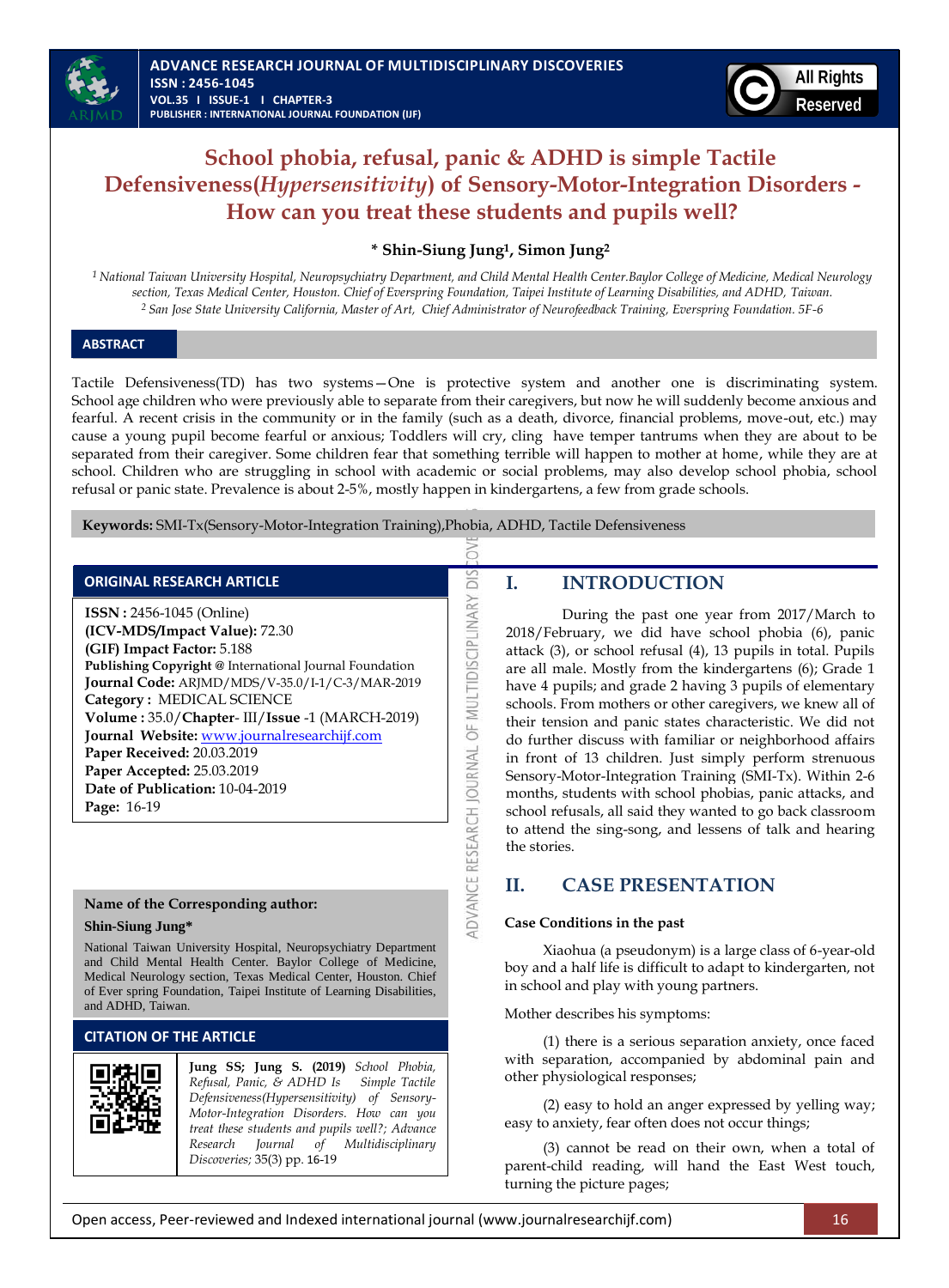# School phobia, refusal, panic & ADHD is simple Tactile Defensiveness(*Hypersensitivity*) of Sensory-Motor-Integration Disorders - How can you treat these students and pupils well?

**\* Shin-Siung Jung[1], Simon Jung[2]**

*[1] National Taiwan University Hospital, Neuropsychiatry Department, and Child Mental Health Center.Baylor College of Medicine, Medical Neurology section, Texas Medical Center, Houston. Chief of Everspring Foundation, Taipei Institute of Learning Disabilities, and ADHD, Taiwan.*
*[2] San Jose State University California, Master of Art, Chief Administrator of Neurofeedback Training, Everspring Foundation. 5F-6*

## ABSTRACT

Tactile Defensiveness(TD) has two systems—One is protective system and another one is discriminating system. School age children who were previously able to separate from their caregivers, but now he will suddenly become anxious and fearful. A recent crisis in the community or in the family (such as a death, divorce, financial problems, move-out, etc.) may cause a young pupil become fearful or anxious; Toddlers will cry, cling have temper tantrums when they are about to be separated from their caregiver. Some children fear that something terrible will happen to mother at home, while they are at school. Children who are struggling in school with academic or social problems, may also develop school phobia, school refusal or panic state. Prevalence is about 2-5%, mostly happen in kindergartens, a few from grade schools.

**Keywords:** SMI-Tx(Sensory-Motor-Integration Training),Phobia, ADHD, Tactile Defensiveness

### ORIGINAL RESEARCH ARTICLE

**ISSN :** 2456-1045 (Online)
**(ICV-MDS/Impact Value):** 72.30
**(GIF) Impact Factor:** 5.188
**Publishing Copyright @** International Journal Foundation
**Journal Code:** ARJMD/MDS/V-35.0/I-1/C-3/MAR-2019
**Category :** MEDICAL SCIENCE
**Volume :** 35.0/**Chapter**- III/**Issue** -1 (MARCH-2019)
**Journal Website:** www.journalresearchijf.com
**Paper Received:** 20.03.2019
**Paper Accepted:** 25.03.2019
**Date of Publication:** 10-04-2019
**Page:** 16-19

**Name of the Corresponding author:**

**Shin-Siung Jung\***

National Taiwan University Hospital, Neuropsychiatry Department and Child Mental Health Center. Baylor College of Medicine, Medical Neurology section, Texas Medical Center, Houston. Chief of Ever spring Foundation, Taipei Institute of Learning Disabilities, and ADHD, Taiwan.

### CITATION OF THE ARTICLE

**Jung SS; Jung S. (2019)** *School Phobia, Refusal, Panic, & ADHD Is Simple Tactile Defensiveness(Hypersensitivity) of Sensory-Motor-Integration Disorders. How can you treat these students and pupils well?; Advance Research Journal of Multidisciplinary Discoveries;* 35(3) pp. 16-19

## I. INTRODUCTION

During the past one year from 2017/March to 2018/February, we did have school phobia (6), panic attack (3), or school refusal (4), 13 pupils in total. Pupils are all male. Mostly from the kindergartens (6); Grade 1 have 4 pupils; and grade 2 having 3 pupils of elementary schools. From mothers or other caregivers, we knew all of their tension and panic states characteristic. We did not do further discuss with familiar or neighborhood affairs in front of 13 children. Just simply perform strenuous Sensory-Motor-Integration Training (SMI-Tx). Within 2-6 months, students with school phobias, panic attacks, and school refusals, all said they wanted to go back classroom to attend the sing-song, and lessens of talk and hearing the stories.

## II. CASE PRESENTATION

**Case Conditions in the past**

Xiaohua (a pseudonym) is a large class of 6-year-old boy and a half life is difficult to adapt to kindergarten, not in school and play with young partners.

Mother describes his symptoms:

(1) there is a serious separation anxiety, once faced with separation, accompanied by abdominal pain and other physiological responses;

(2) easy to hold an anger expressed by yelling way; easy to anxiety, fear often does not occur things;

(3) cannot be read on their own, when a total of parent-child reading, will hand the East West touch, turning the picture pages;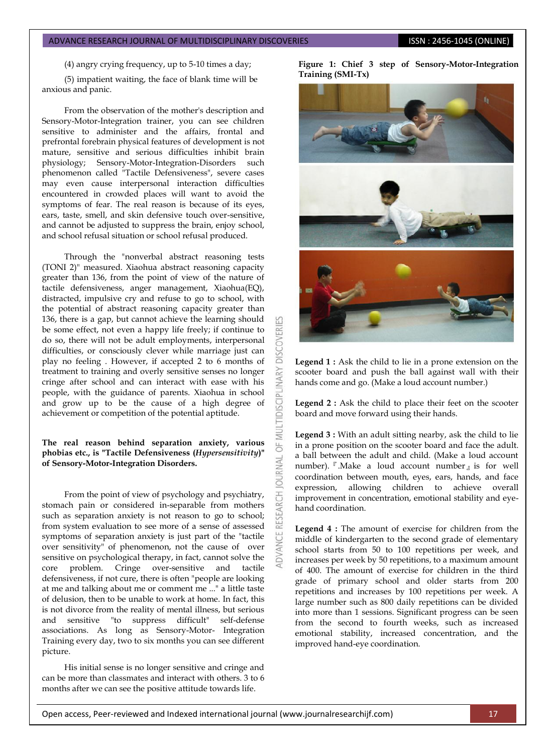(4) angry crying frequency, up to 5-10 times a day;

(5) impatient waiting, the face of blank time will be anxious and panic.

From the observation of the mother's description and Sensory-Motor-Integration trainer, you can see children sensitive to administer and the affairs, frontal and prefrontal forebrain physical features of development is not mature, sensitive and serious difficulties inhibit brain physiology; Sensory-Motor-Integration-Disorders such phenomenon called "Tactile Defensiveness", severe cases may even cause interpersonal interaction difficulties encountered in crowded places will want to avoid the symptoms of fear. The real reason is because of its eyes, ears, taste, smell, and skin defensive touch over-sensitive, and cannot be adjusted to suppress the brain, enjoy school, and school refusal situation or school refusal produced.

Through the "nonverbal abstract reasoning tests (TONI 2)" measured. Xiaohua abstract reasoning capacity greater than 136, from the point of view of the nature of tactile defensiveness, anger management, Xiaohua(EQ), distracted, impulsive cry and refuse to go to school, with the potential of abstract reasoning capacity greater than 136, there is a gap, but cannot achieve the learning should be some effect, not even a happy life freely; if continue to do so, there will not be adult employments, interpersonal difficulties, or consciously clever while marriage just can play no feeling . However, if accepted 2 to 6 months of treatment to training and overly sensitive senses no longer cringe after school and can interact with ease with his people, with the guidance of parents. Xiaohua in school and grow up to be the cause of a high degree of achievement or competition of the potential aptitude.

**The real reason behind separation anxiety, various phobias etc., is "Tactile Defensiveness (*Hypersensitivity*)" of Sensory-Motor-Integration Disorders.**

From the point of view of psychology and psychiatry, stomach pain or considered in-separable from mothers such as separation anxiety is not reason to go to school; from system evaluation to see more of a sense of assessed symptoms of separation anxiety is just part of the "tactile over sensitivity" of phenomenon, not the cause of over sensitive on psychological therapy, in fact, cannot solve the core problem. Cringe over-sensitive and tactile defensiveness, if not cure, there is often "people are looking at me and talking about me or comment me ..." a little taste of delusion, then to be unable to work at home. In fact, this is not divorce from the reality of mental illness, but serious and sensitive "to suppress difficult" self-defense associations. As long as Sensory-Motor- Integration Training every day, two to six months you can see different picture.

His initial sense is no longer sensitive and cringe and can be more than classmates and interact with others. 3 to 6 months after we can see the positive attitude towards life.

**Figure 1: Chief 3 step of Sensory-Motor-Integration Training (SMI-Tx)**

**Legend 1 :** Ask the child to lie in a prone extension on the scooter board and push the ball against wall with their hands come and go. (Make a loud account number.)

**Legend 2 :** Ask the child to place their feet on the scooter board and move forward using their hands.

**Legend 3 :** With an adult sitting nearby, ask the child to lie in a prone position on the scooter board and face the adult. a ball between the adult and child. (Make a loud account number). 『.Make a loud account number』 is for well coordination between mouth, eyes, ears, hands, and face expression, allowing children to achieve overall improvement in concentration, emotional stability and eye-hand coordination.

**Legend 4 :** The amount of exercise for children from the middle of kindergarten to the second grade of elementary school starts from 50 to 100 repetitions per week, and increases per week by 50 repetitions, to a maximum amount of 400. The amount of exercise for children in the third grade of primary school and older starts from 200 repetitions and increases by 100 repetitions per week. A large number such as 800 daily repetitions can be divided into more than 1 sessions. Significant progress can be seen from the second to fourth weeks, such as increased emotional stability, increased concentration, and the improved hand-eye coordination.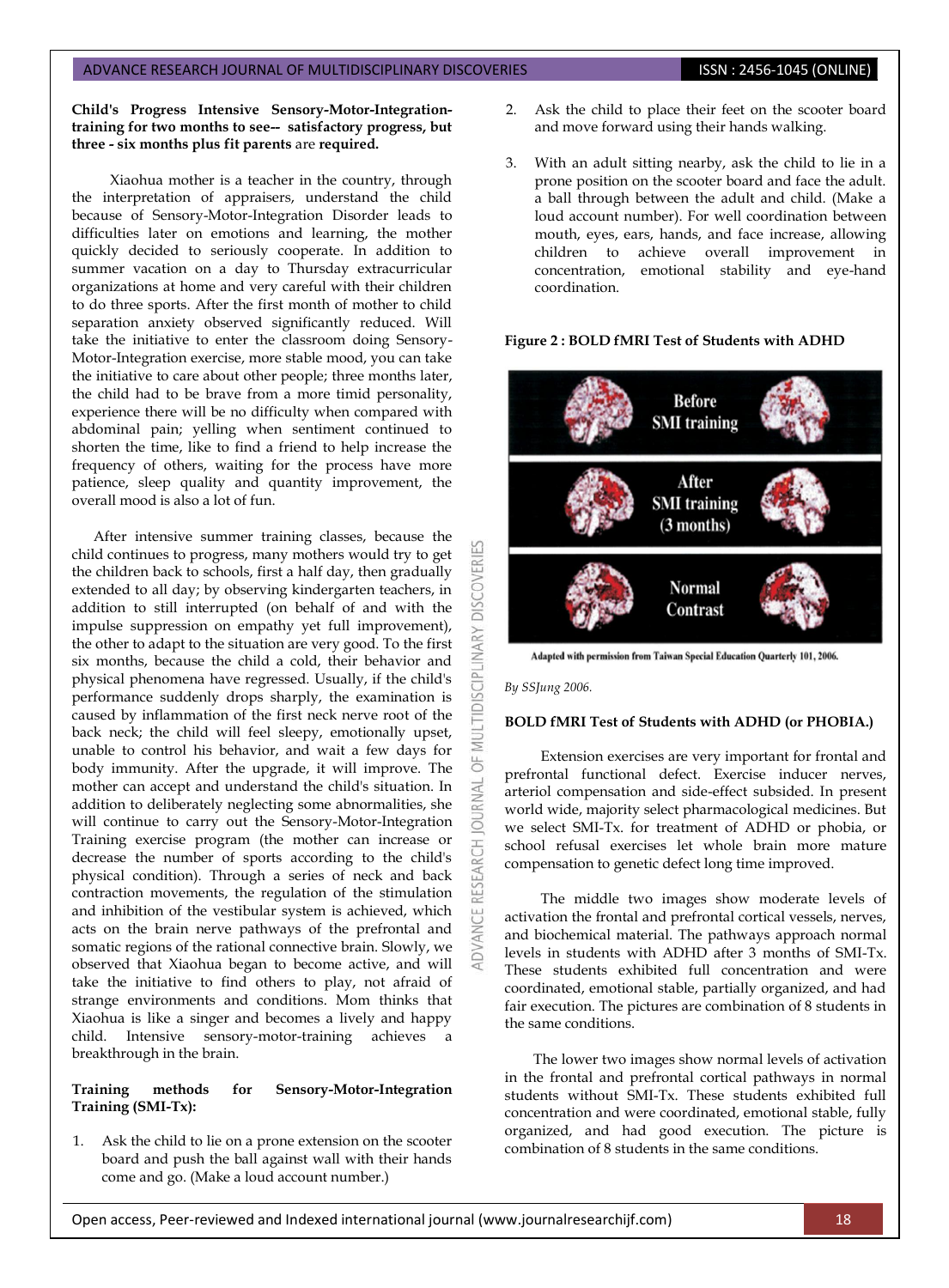**Child's Progress Intensive Sensory-Motor-Integration-training for two months to see-- satisfactory progress, but three - six months plus fit parents** are **required.**

Xiaohua mother is a teacher in the country, through the interpretation of appraisers, understand the child because of Sensory-Motor-Integration Disorder leads to difficulties later on emotions and learning, the mother quickly decided to seriously cooperate. In addition to summer vacation on a day to Thursday extracurricular organizations at home and very careful with their children to do three sports. After the first month of mother to child separation anxiety observed significantly reduced. Will take the initiative to enter the classroom doing Sensory-Motor-Integration exercise, more stable mood, you can take the initiative to care about other people; three months later, the child had to be brave from a more timid personality, experience there will be no difficulty when compared with abdominal pain; yelling when sentiment continued to shorten the time, like to find a friend to help increase the frequency of others, waiting for the process have more patience, sleep quality and quantity improvement, the overall mood is also a lot of fun.

After intensive summer training classes, because the child continues to progress, many mothers would try to get the children back to schools, first a half day, then gradually extended to all day; by observing kindergarten teachers, in addition to still interrupted (on behalf of and with the impulse suppression on empathy yet full improvement), the other to adapt to the situation are very good. To the first six months, because the child a cold, their behavior and physical phenomena have regressed. Usually, if the child's performance suddenly drops sharply, the examination is caused by inflammation of the first neck nerve root of the back neck; the child will feel sleepy, emotionally upset, unable to control his behavior, and wait a few days for body immunity. After the upgrade, it will improve. The mother can accept and understand the child's situation. In addition to deliberately neglecting some abnormalities, she will continue to carry out the Sensory-Motor-Integration Training exercise program (the mother can increase or decrease the number of sports according to the child's physical condition). Through a series of neck and back contraction movements, the regulation of the stimulation and inhibition of the vestibular system is achieved, which acts on the brain nerve pathways of the prefrontal and somatic regions of the rational connective brain. Slowly, we observed that Xiaohua began to become active, and will take the initiative to find others to play, not afraid of strange environments and conditions. Mom thinks that Xiaohua is like a singer and becomes a lively and happy child. Intensive sensory-motor-training achieves a breakthrough in the brain.

**Training methods for Sensory-Motor-Integration Training (SMI-Tx):**

1. Ask the child to lie on a prone extension on the scooter board and push the ball against wall with their hands come and go. (Make a loud account number.)
2. Ask the child to place their feet on the scooter board and move forward using their hands walking.
3. With an adult sitting nearby, ask the child to lie in a prone position on the scooter board and face the adult. a ball through between the adult and child. (Make a loud account number). For well coordination between mouth, eyes, ears, hands, and face increase, allowing children to achieve overall improvement in concentration, emotional stability and eye-hand coordination.

**Figure 2 : BOLD fMRI Test of Students with ADHD**

Adapted with permission from Taiwan Special Education Quarterly 101, 2006.

*By SSJung 2006.*

**BOLD fMRI Test of Students with ADHD (or PHOBIA.)**

Extension exercises are very important for frontal and prefrontal functional defect. Exercise inducer nerves, arteriol compensation and side-effect subsided. In present world wide, majority select pharmacological medicines. But we select SMI-Tx. for treatment of ADHD or phobia, or school refusal exercises let whole brain more mature compensation to genetic defect long time improved.

The middle two images show moderate levels of activation the frontal and prefrontal cortical vessels, nerves, and biochemical material. The pathways approach normal levels in students with ADHD after 3 months of SMI-Tx. These students exhibited full concentration and were coordinated, emotional stable, partially organized, and had fair execution. The pictures are combination of 8 students in the same conditions.

The lower two images show normal levels of activation in the frontal and prefrontal cortical pathways in normal students without SMI-Tx. These students exhibited full concentration and were coordinated, emotional stable, fully organized, and had good execution. The picture is combination of 8 students in the same conditions.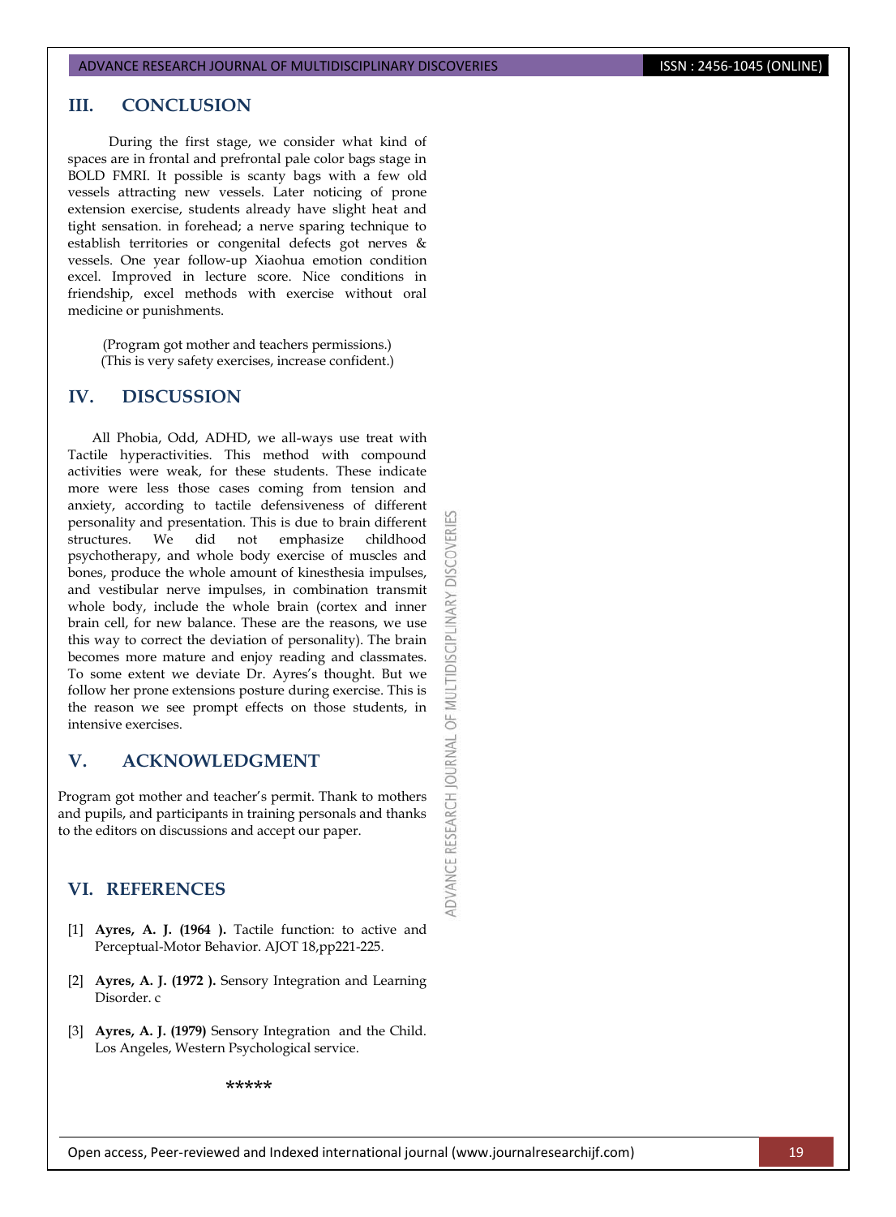## III. CONCLUSION

During the first stage, we consider what kind of spaces are in frontal and prefrontal pale color bags stage in BOLD FMRI. It possible is scanty bags with a few old vessels attracting new vessels. Later noticing of prone extension exercise, students already have slight heat and tight sensation. in forehead; a nerve sparing technique to establish territories or congenital defects got nerves & vessels. One year follow-up Xiaohua emotion condition excel. Improved in lecture score. Nice conditions in friendship, excel methods with exercise without oral medicine or punishments.

(Program got mother and teachers permissions.)
(This is very safety exercises, increase confident.)

## IV. DISCUSSION

All Phobia, Odd, ADHD, we all-ways use treat with Tactile hyperactivities. This method with compound activities were weak, for these students. These indicate more were less those cases coming from tension and anxiety, according to tactile defensiveness of different personality and presentation. This is due to brain different structures. We did not emphasize childhood psychotherapy, and whole body exercise of muscles and bones, produce the whole amount of kinesthesia impulses, and vestibular nerve impulses, in combination transmit whole body, include the whole brain (cortex and inner brain cell, for new balance. These are the reasons, we use this way to correct the deviation of personality). The brain becomes more mature and enjoy reading and classmates. To some extent we deviate Dr. Ayres's thought. But we follow her prone extensions posture during exercise. This is the reason we see prompt effects on those students, in intensive exercises.

## V. ACKNOWLEDGMENT

Program got mother and teacher's permit. Thank to mothers and pupils, and participants in training personals and thanks to the editors on discussions and accept our paper.

## VI. REFERENCES

[1] **Ayres, A. J. (1964 ).** Tactile function: to active and Perceptual-Motor Behavior. AJOT 18,pp221-225.

[2] **Ayres, A. J. (1972 ).** Sensory Integration and Learning Disorder. c

[3] **Ayres, A. J. (1979)** Sensory Integration and the Child. Los Angeles, Western Psychological service.

*****